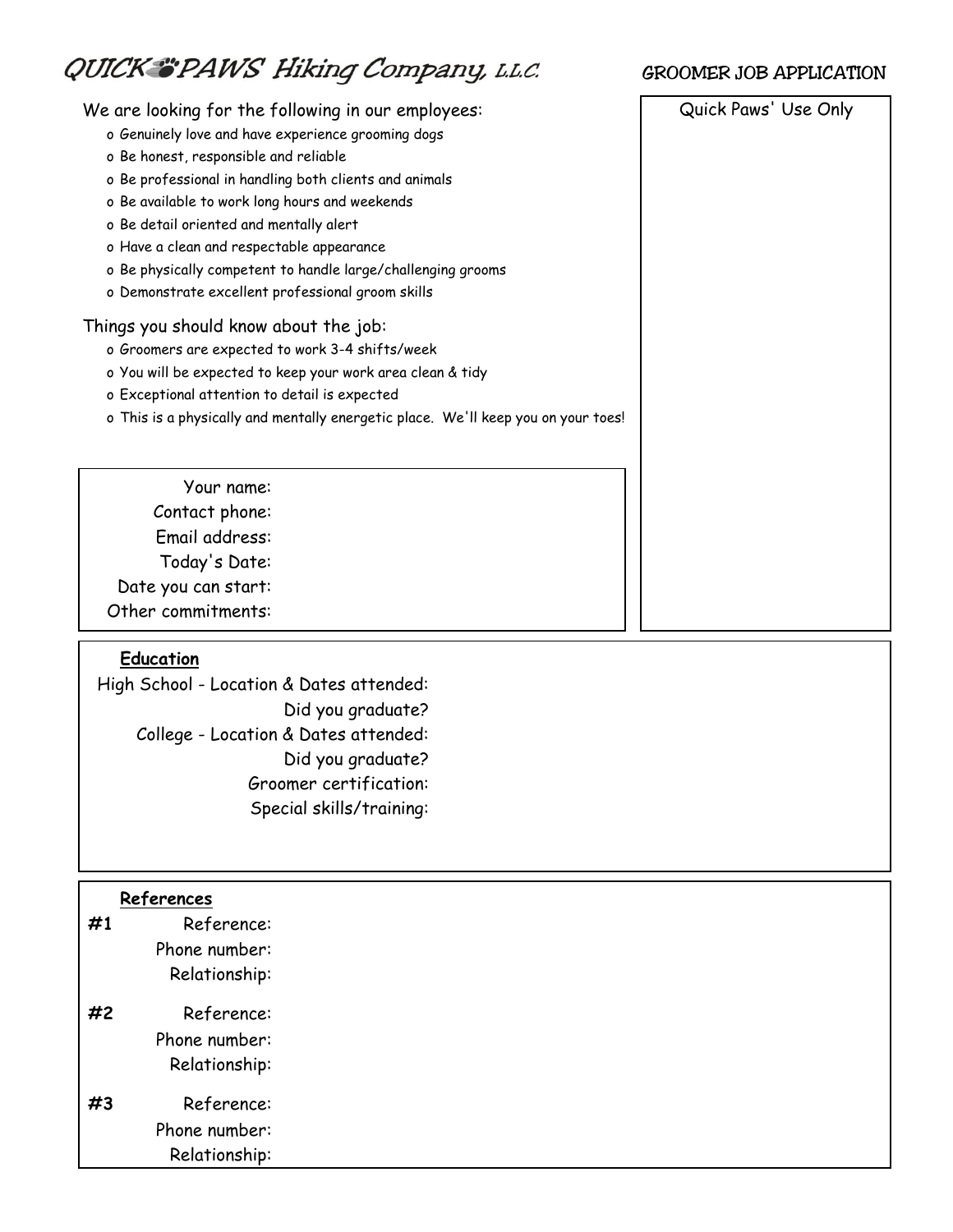# QUICK PAWS Hiking Company, LLC.

## GROOMER JOB APPLICATION

We are looking for the following in our employees:

- Genuinely love and have experience grooming dogs
- Be honest, responsible and reliable
- Be professional in handling both clients and animals
- Be available to work long hours and weekends
- Be detail oriented and mentally alert
- Have a clean and respectable appearance
- Be physically competent to handle large/challenging grooms
- Demonstrate excellent professional groom skills

Things you should know about the job:

- Groomers are expected to work 3-4 shifts/week
- You will be expected to keep your work area clean & tidy
- Exceptional attention to detail is expected
- This is a physically and mentally energetic place. We'll keep you on your toes!

Quick Paws' Use Only

Your name:
Contact phone:
Email address:
Today's Date:
Date you can start:
Other commitments:

**Education**

High School - Location & Dates attended:
Did you graduate?
College - Location & Dates attended:
Did you graduate?
Groomer certification:
Special skills/training:

**References**

**#1** Reference:
Phone number:
Relationship:

**#2** Reference:
Phone number:
Relationship:

**#3** Reference:
Phone number:
Relationship: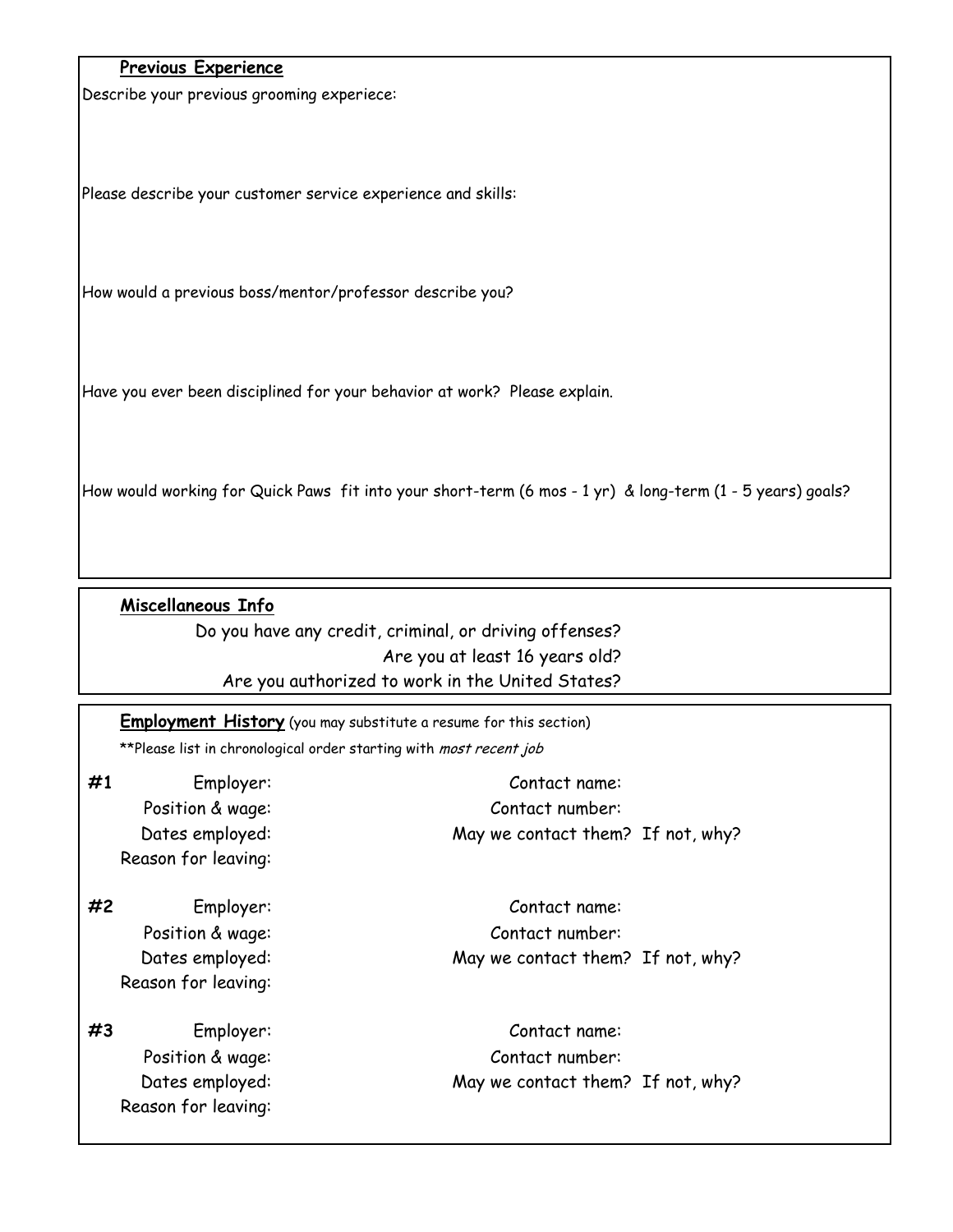## Previous Experience

Describe your previous grooming experiece:

Please describe your customer service experience and skills:

How would a previous boss/mentor/professor describe you?

Have you ever been disciplined for your behavior at work? Please explain.

How would working for Quick Paws fit into your short-term (6 mos - 1 yr) & long-term (1 - 5 years) goals?

## Miscellaneous Info

Do you have any credit, criminal, or driving offenses?

Are you at least 16 years old?

Are you authorized to work in the United States?

## Employment History

(you may substitute a resume for this section)

**Please list in chronological order starting with *most recent job*

**#1**

Employer:

Contact name:

Position & wage:

Contact number:

Dates employed:

May we contact them? If not, why?

Reason for leaving:

**#2**

Employer:

Contact name:

Position & wage:

Contact number:

Dates employed:

May we contact them? If not, why?

Reason for leaving:

**#3**

Employer:

Contact name:

Position & wage:

Contact number:

Dates employed:

May we contact them? If not, why?

Reason for leaving: